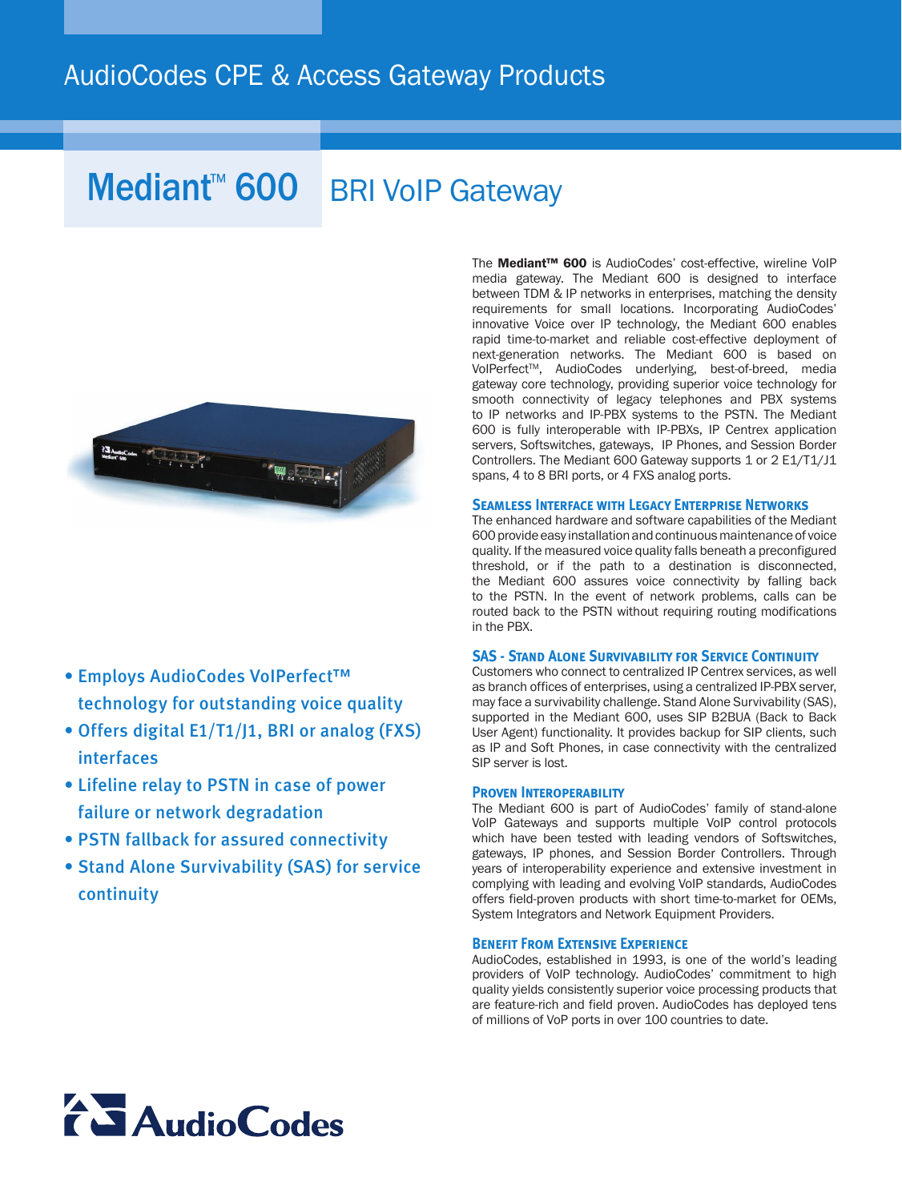AudioCodes CPE & Access Gateway Products

# Mediant™ 600 BRI VoIP Gateway

- Employs AudioCodes VoIPerfect™ technology for outstanding voice quality
- Offers digital E1/T1/J1, BRI or analog (FXS) interfaces
- Lifeline relay to PSTN in case of power failure or network degradation
- PSTN fallback for assured connectivity
- Stand Alone Survivability (SAS) for service continuity

The **Mediant™ 600** is AudioCodes' cost-effective, wireline VoIP media gateway. The Mediant 600 is designed to interface between TDM & IP networks in enterprises, matching the density requirements for small locations. Incorporating AudioCodes' innovative Voice over IP technology, the Mediant 600 enables rapid time-to-market and reliable cost-effective deployment of next-generation networks. The Mediant 600 is based on VoIPerfect™, AudioCodes underlying, best-of-breed, media gateway core technology, providing superior voice technology for smooth connectivity of legacy telephones and PBX systems to IP networks and IP-PBX systems to the PSTN. The Mediant 600 is fully interoperable with IP-PBXs, IP Centrex application servers, Softswitches, gateways, IP Phones, and Session Border Controllers. The Mediant 600 Gateway supports 1 or 2 E1/T1/J1 spans, 4 to 8 BRI ports, or 4 FXS analog ports.

## Seamless Interface with Legacy Enterprise Networks

The enhanced hardware and software capabilities of the Mediant 600 provide easy installation and continuous maintenance of voice quality. If the measured voice quality falls beneath a preconfigured threshold, or if the path to a destination is disconnected, the Mediant 600 assures voice connectivity by falling back to the PSTN. In the event of network problems, calls can be routed back to the PSTN without requiring routing modifications in the PBX.

## SAS - Stand Alone Survivability for Service Continuity

Customers who connect to centralized IP Centrex services, as well as branch offices of enterprises, using a centralized IP-PBX server, may face a survivability challenge. Stand Alone Survivability (SAS), supported in the Mediant 600, uses SIP B2BUA (Back to Back User Agent) functionality. It provides backup for SIP clients, such as IP and Soft Phones, in case connectivity with the centralized SIP server is lost.

## Proven Interoperability

The Mediant 600 is part of AudioCodes' family of stand-alone VoIP Gateways and supports multiple VoIP control protocols which have been tested with leading vendors of Softswitches, gateways, IP phones, and Session Border Controllers. Through years of interoperability experience and extensive investment in complying with leading and evolving VoIP standards, AudioCodes offers field-proven products with short time-to-market for OEMs, System Integrators and Network Equipment Providers.

## Benefit From Extensive Experience

AudioCodes, established in 1993, is one of the world's leading providers of VoIP technology. AudioCodes' commitment to high quality yields consistently superior voice processing products that are feature-rich and field proven. AudioCodes has deployed tens of millions of VoP ports in over 100 countries to date.

AudioCodes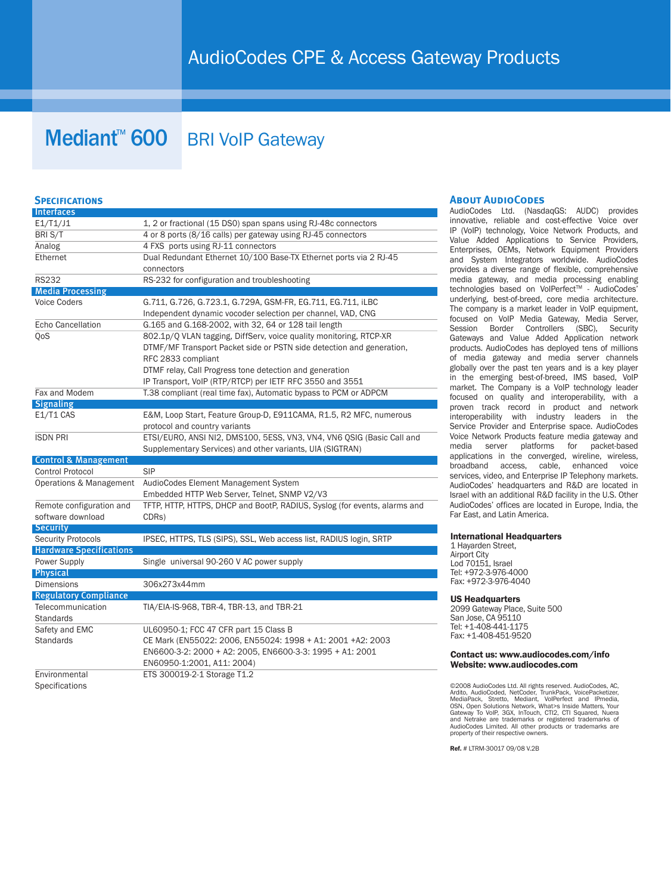# AudioCodes CPE & Access Gateway Products

## Mediant™ 600 BRI VoIP Gateway

### Specifications

| | |
|---|---|
| **Interfaces** | |
| E1/T1/J1 | 1, 2 or fractional (15 DS0) span spans using RJ-48c connectors |
| BRI S/T | 4 or 8 ports (8/16 calls) per gateway using RJ-45 connectors |
| Analog | 4 FXS ports using RJ-11 connectors |
| Ethernet | Dual Redundant Ethernet 10/100 Base-TX Ethernet ports via 2 RJ-45 connectors |
| RS232 | RS-232 for configuration and troubleshooting |
| **Media Processing** | |
| Voice Coders | G.711, G.726, G.723.1, G.729A, GSM-FR, EG.711, EG.711, iLBC Independent dynamic vocoder selection per channel, VAD, CNG |
| Echo Cancellation | G.165 and G.168-2002, with 32, 64 or 128 tail length |
| QoS | 802.1p/Q VLAN tagging, DiffServ, voice quality monitoring, RTCP-XR DTMF/MF Transport Packet side or PSTN side detection and generation, RFC 2833 compliant DTMF relay, Call Progress tone detection and generation IP Transport, VoIP (RTP/RTCP) per IETF RFC 3550 and 3551 |
| Fax and Modem | T.38 compliant (real time fax), Automatic bypass to PCM or ADPCM |
| **Signaling** | |
| E1/T1 CAS | E&M, Loop Start, Feature Group-D, E911CAMA, R1.5, R2 MFC, numerous protocol and country variants |
| ISDN PRI | ETSI/EURO, ANSI NI2, DMS100, 5ESS, VN3, VN4, VN6 QSIG (Basic Call and Supplementary Services) and other variants, UIA (SIGTRAN) |
| **Control & Management** | |
| Control Protocol | SIP |
| Operations & Management | AudioCodes Element Management System Embedded HTTP Web Server, Telnet, SNMP V2/V3 |
| Remote configuration and software download | TFTP, HTTP, HTTPS, DHCP and BootP, RADIUS, Syslog (for events, alarms and CDRs) |
| **Security** | |
| Security Protocols | IPSEC, HTTPS, TLS (SIPS), SSL, Web access list, RADIUS login, SRTP |
| **Hardware Specifications** | |
| Power Supply | Single universal 90-260 V AC power supply |
| **Physical** | |
| Dimensions | 306x273x44mm |
| **Regulatory Compliance** | |
| Telecommunication Standards | TIA/EIA-IS-968, TBR-4, TBR-13, and TBR-21 |
| Safety and EMC Standards | UL60950-1; FCC 47 CFR part 15 Class B CE Mark (EN55022: 2006, EN55024: 1998 + A1: 2001 +A2: 2003 EN6600-3-2: 2000 + A2: 2005, EN6600-3-3: 1995 + A1: 2001 EN60950-1:2001, A11: 2004) |
| Environmental Specifications | ETS 300019-2-1 Storage T1.2 |

### About AudioCodes

AudioCodes Ltd. (NasdaqGS: AUDC) provides innovative, reliable and cost-effective Voice over IP (VoIP) technology, Voice Network Products, and Value Added Applications to Service Providers, Enterprises, OEMs, Network Equipment Providers and System Integrators worldwide. AudioCodes provides a diverse range of flexible, comprehensive media gateway, and media processing enabling technologies based on VoIPerfect™ - AudioCodes' underlying, best-of-breed, core media architecture. The company is a market leader in VoIP equipment, focused on VoIP Media Gateway, Media Server, Session Border Controllers (SBC), Security Gateways and Value Added Application network products. AudioCodes has deployed tens of millions of media gateway and media server channels globally over the past ten years and is a key player in the emerging best-of-breed, IMS based, VoIP market. The Company is a VoIP technology leader focused on quality and interoperability, with a proven track record in product and network interoperability with industry leaders in the Service Provider and Enterprise space. AudioCodes Voice Network Products feature media gateway and media server platforms for packet-based applications in the converged, wireline, wireless, broadband access, cable, enhanced voice services, video, and Enterprise IP Telephony markets. AudioCodes' headquarters and R&D are located in Israel with an additional R&D facility in the U.S. Other AudioCodes' offices are located in Europe, India, the Far East, and Latin America.

**International Headquarters**
1 Hayarden Street,
Airport City
Lod 70151, Israel
Tel: +972-3-976-4000
Fax: +972-3-976-4040

**US Headquarters**
2099 Gateway Place, Suite 500
San Jose, CA 95110
Tel: +1-408-441-1175
Fax: +1-408-451-9520

**Contact us: www.audiocodes.com/info**
**Website: www.audiocodes.com**

©2008 AudioCodes Ltd. All rights reserved. AudioCodes, AC, Ardito, AudioCoded, NetCoder, TrunkPack, VoicePacketizer, MediaPack, Stretto, Mediant, VoIPerfect and IPmedia, OSN, Open Solutions Network, What>s Inside Matters, Your Gateway To VoIP, 3GX, InTouch, CTI2, CTI Squared, Nuera and Netrake are trademarks or registered trademarks of AudioCodes Limited. All other products or trademarks are property of their respective owners.

**Ref.** # LTRM-30017 09/08 V.2B